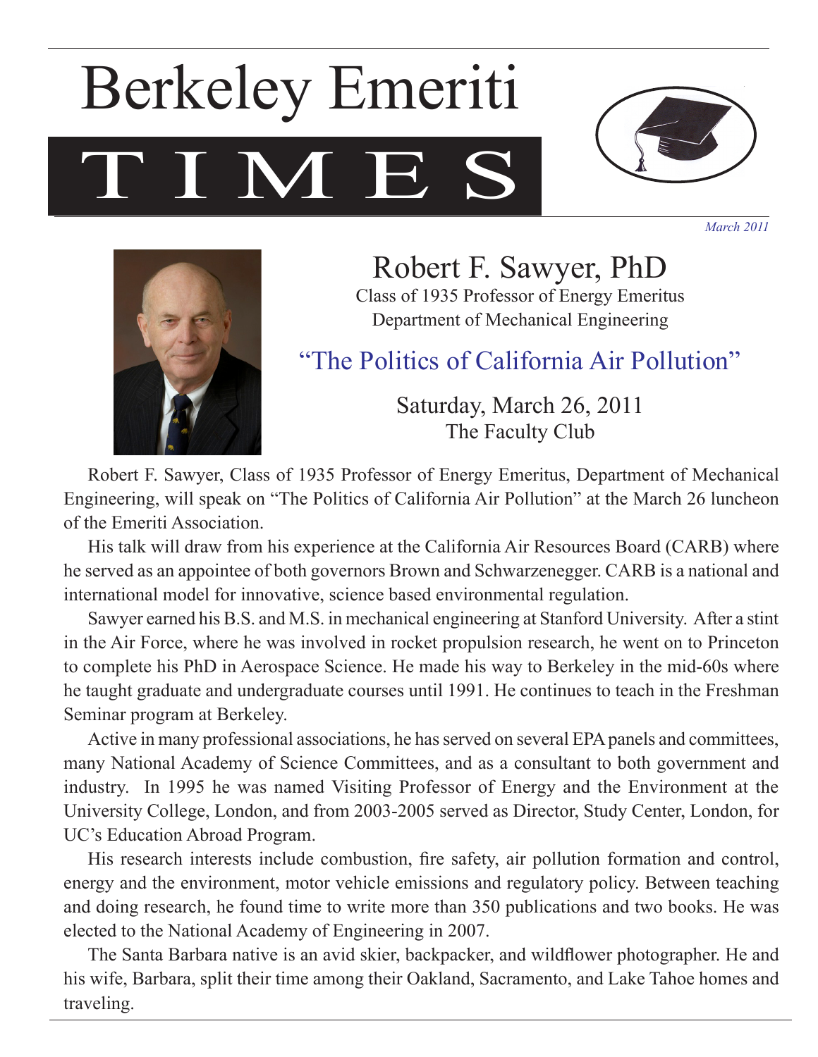# Berkeley Emeriti TIMES

*March 2011*

## Robert F. Sawyer, PhD

Class of 1935 Professor of Energy Emeritus
Department of Mechanical Engineering

### "The Politics of California Air Pollution"

Saturday, March 26, 2011
The Faculty Club

Robert F. Sawyer, Class of 1935 Professor of Energy Emeritus, Department of Mechanical Engineering, will speak on "The Politics of California Air Pollution" at the March 26 luncheon of the Emeriti Association.

His talk will draw from his experience at the California Air Resources Board (CARB) where he served as an appointee of both governors Brown and Schwarzenegger. CARB is a national and international model for innovative, science based environmental regulation.

Sawyer earned his B.S. and M.S. in mechanical engineering at Stanford University. After a stint in the Air Force, where he was involved in rocket propulsion research, he went on to Princeton to complete his PhD in Aerospace Science. He made his way to Berkeley in the mid-60s where he taught graduate and undergraduate courses until 1991. He continues to teach in the Freshman Seminar program at Berkeley.

Active in many professional associations, he has served on several EPA panels and committees, many National Academy of Science Committees, and as a consultant to both government and industry. In 1995 he was named Visiting Professor of Energy and the Environment at the University College, London, and from 2003-2005 served as Director, Study Center, London, for UC's Education Abroad Program.

His research interests include combustion, fire safety, air pollution formation and control, energy and the environment, motor vehicle emissions and regulatory policy. Between teaching and doing research, he found time to write more than 350 publications and two books. He was elected to the National Academy of Engineering in 2007.

The Santa Barbara native is an avid skier, backpacker, and wildflower photographer. He and his wife, Barbara, split their time among their Oakland, Sacramento, and Lake Tahoe homes and traveling.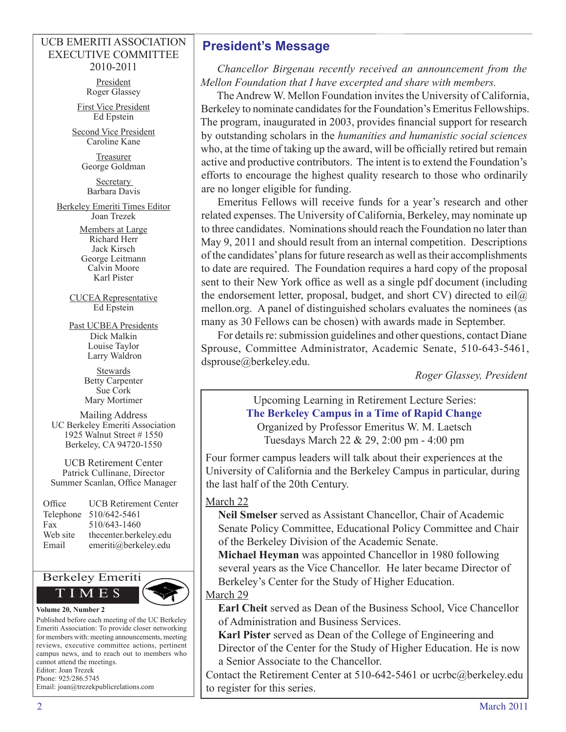## President's Message

*Chancellor Birgenau recently received an announcement from the Mellon Foundation that I have excerpted and share with members.*

The Andrew W. Mellon Foundation invites the University of California, Berkeley to nominate candidates for the Foundation's Emeritus Fellowships. The program, inaugurated in 2003, provides financial support for research by outstanding scholars in the *humanities and humanistic social sciences* who, at the time of taking up the award, will be officially retired but remain active and productive contributors. The intent is to extend the Foundation's efforts to encourage the highest quality research to those who ordinarily are no longer eligible for funding.

Emeritus Fellows will receive funds for a year's research and other related expenses. The University of California, Berkeley, may nominate up to three candidates. Nominations should reach the Foundation no later than May 9, 2011 and should result from an internal competition. Descriptions of the candidates' plans for future research as well as their accomplishments to date are required. The Foundation requires a hard copy of the proposal sent to their New York office as well as a single pdf document (including the endorsement letter, proposal, budget, and short CV) directed to eil@mellon.org. A panel of distinguished scholars evaluates the nominees (as many as 30 Fellows can be chosen) with awards made in September.

For details re: submission guidelines and other questions, contact Diane Sprouse, Committee Administrator, Academic Senate, 510-643-5461, dsprouse@berkeley.edu.

*Roger Glassey, President*

---

Upcoming Learning in Retirement Lecture Series:

**The Berkeley Campus in a Time of Rapid Change**

Organized by Professor Emeritus W. M. Laetsch

Tuesdays March 22 & 29, 2:00 pm - 4:00 pm

Four former campus leaders will talk about their experiences at the University of California and the Berkeley Campus in particular, during the last half of the 20th Century.

March 22

**Neil Smelser** served as Assistant Chancellor, Chair of Academic Senate Policy Committee, Educational Policy Committee and Chair of the Berkeley Division of the Academic Senate.

**Michael Heyman** was appointed Chancellor in 1980 following several years as the Vice Chancellor. He later became Director of Berkeley's Center for the Study of Higher Education.

March 29

**Earl Cheit** served as Dean of the Business School, Vice Chancellor of Administration and Business Services.

**Karl Pister** served as Dean of the College of Engineering and Director of the Center for the Study of Higher Education. He is now a Senior Associate to the Chancellor.

Contact the Retirement Center at 510-642-5461 or ucrbc@berkeley.edu to register for this series.

---

UCB EMERITI ASSOCIATION EXECUTIVE COMMITTEE 2010-2011

President
Roger Glassey

First Vice President
Ed Epstein

Second Vice President
Caroline Kane

Treasurer
George Goldman

Secretary
Barbara Davis

Berkeley Emeriti Times Editor
Joan Trezek

Members at Large
Richard Herr
Jack Kirsch
George Leitmann
Calvin Moore
Karl Pister

CUCEA Representative
Ed Epstein

Past UCBEA Presidents
Dick Malkin
Louise Taylor
Larry Waldron

Stewards
Betty Carpenter
Sue Cork
Mary Mortimer

Mailing Address
UC Berkeley Emeriti Association
1925 Walnut Street # 1550
Berkeley, CA 94720-1550

UCB Retirement Center
Patrick Cullinane, Director
Summer Scanlan, Office Manager

| | |
|---|---|
| Office | UCB Retirement Center |
| Telephone | 510/642-5461 |
| Fax | 510/643-1460 |
| Web site | thecenter.berkeley.edu |
| Email | emeriti@berkeley.edu |

Berkeley Emeriti TIMES

**Volume 20, Number 2**

Published before each meeting of the UC Berkeley Emeriti Association: To provide closer networking for members with: meeting announcements, meeting reviews, executive committee actions, pertinent campus news, and to reach out to members who cannot attend the meetings.
Editor: Joan Trezek
Phone: 925/286.5745
Email: joan@trezekpublicrelations.com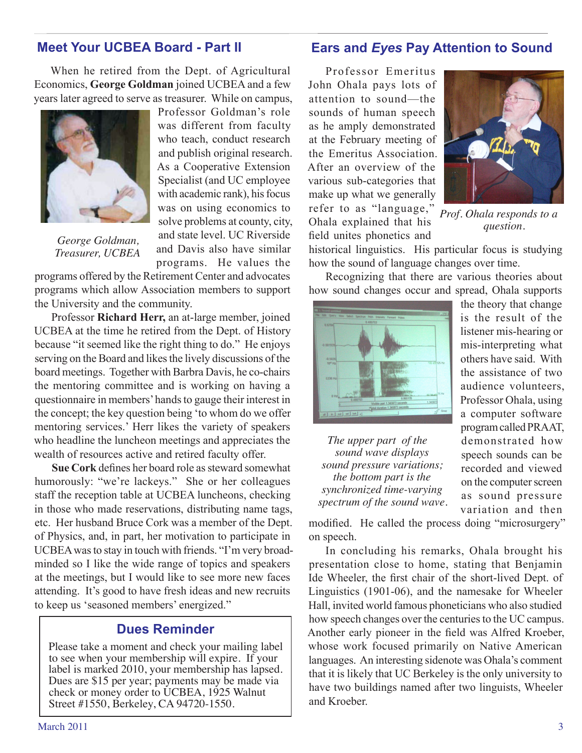## Meet Your UCBEA Board - Part II

When he retired from the Dept. of Agricultural Economics, **George Goldman** joined UCBEA and a few years later agreed to serve as treasurer. While on campus, Professor Goldman's role was different from faculty who teach, conduct research and publish original research. As a Cooperative Extension Specialist (and UC employee with academic rank), his focus was on using economics to solve problems at county, city, and state level. UC Riverside and Davis also have similar programs. He values the programs offered by the Retirement Center and advocates programs which allow Association members to support the University and the community.

*George Goldman, Treasurer, UCBEA*

Professor **Richard Herr,** an at-large member, joined UCBEA at the time he retired from the Dept. of History because "it seemed like the right thing to do." He enjoys serving on the Board and likes the lively discussions of the board meetings. Together with Barbra Davis, he co-chairs the mentoring committee and is working on having a questionnaire in members' hands to gauge their interest in the concept; the key question being 'to whom do we offer mentoring services.' Herr likes the variety of speakers who headline the luncheon meetings and appreciates the wealth of resources active and retired faculty offer.

**Sue Cork** defines her board role as steward somewhat humorously: "we're lackeys." She or her colleagues staff the reception table at UCBEA luncheons, checking in those who made reservations, distributing name tags, etc. Her husband Bruce Cork was a member of the Dept. of Physics, and, in part, her motivation to participate in UCBEA was to stay in touch with friends. "I'm very broad-minded so I like the wide range of topics and speakers at the meetings, but I would like to see more new faces attending. It's good to have fresh ideas and new recruits to keep us 'seasoned members' energized."

### Dues Reminder

Please take a moment and check your mailing label to see when your membership will expire. If your label is marked 2010, your membership has lapsed. Dues are $15 per year; payments may be made via check or money order to UCBEA, 1925 Walnut Street #1550, Berkeley, CA 94720-1550.

## Ears and *Eyes* Pay Attention to Sound

Professor Emeritus John Ohala pays lots of attention to sound—the sounds of human speech as he amply demonstrated at the February meeting of the Emeritus Association. After an overview of the various sub-categories that make up what we generally refer to as "language," Ohala explained that his field unites phonetics and historical linguistics. His particular focus is studying how the sound of language changes over time.

*Prof. Ohala responds to a question.*

Recognizing that there are various theories about how sound changes occur and spread, Ohala supports the theory that change is the result of the listener mis-hearing or mis-interpreting what others have said. With the assistance of two audience volunteers, Professor Ohala, using a computer software program called PRAAT, demonstrated how speech sounds can be recorded and viewed on the computer screen as sound pressure variation and then modified. He called the process doing "microsurgery" on speech.

*The upper part of the sound wave displays sound pressure variations; the bottom part is the synchronized time-varying spectrum of the sound wave.*

In concluding his remarks, Ohala brought his presentation close to home, stating that Benjamin Ide Wheeler, the first chair of the short-lived Dept. of Linguistics (1901-06), and the namesake for Wheeler Hall, invited world famous phoneticians who also studied how speech changes over the centuries to the UC campus. Another early pioneer in the field was Alfred Kroeber, whose work focused primarily on Native American languages. An interesting sidenote was Ohala's comment that it is likely that UC Berkeley is the only university to have two buildings named after two linguists, Wheeler and Kroeber.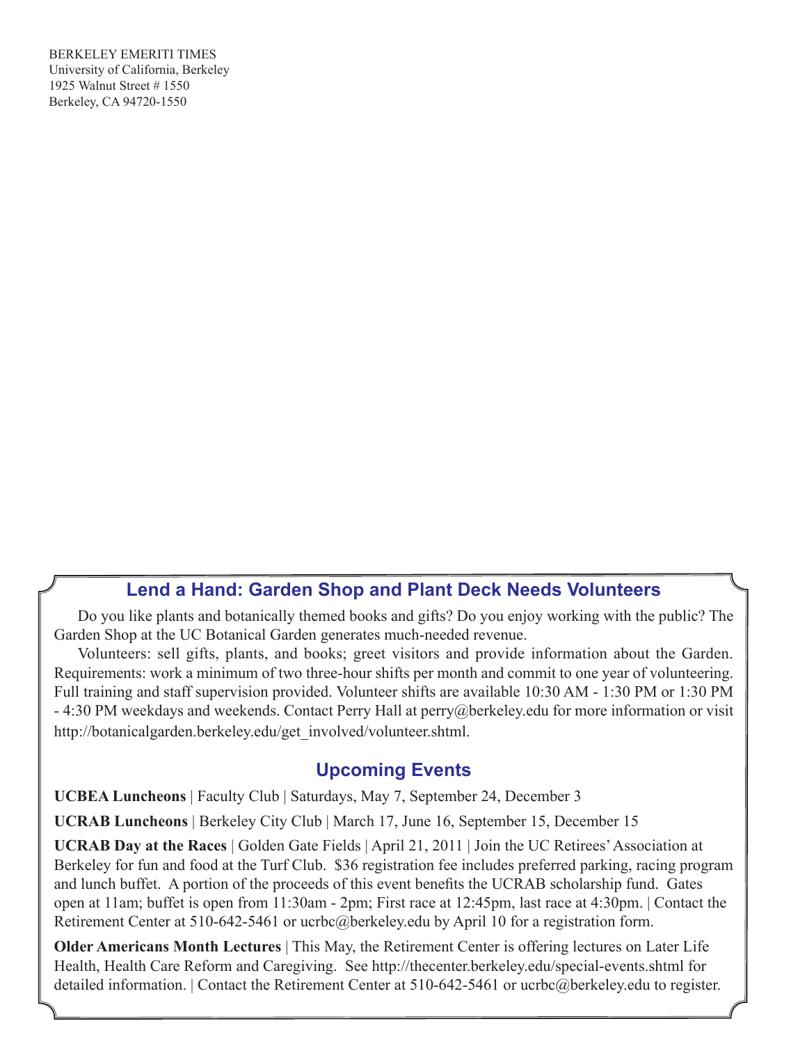BERKELEY EMERITI TIMES
University of California, Berkeley
1925 Walnut Street # 1550
Berkeley, CA 94720-1550

## Lend a Hand: Garden Shop and Plant Deck Needs Volunteers

Do you like plants and botanically themed books and gifts? Do you enjoy working with the public? The Garden Shop at the UC Botanical Garden generates much-needed revenue.

Volunteers: sell gifts, plants, and books; greet visitors and provide information about the Garden. Requirements: work a minimum of two three-hour shifts per month and commit to one year of volunteering. Full training and staff supervision provided. Volunteer shifts are available 10:30 AM - 1:30 PM or 1:30 PM - 4:30 PM weekdays and weekends. Contact Perry Hall at perry@berkeley.edu for more information or visit http://botanicalgarden.berkeley.edu/get_involved/volunteer.shtml.

## Upcoming Events

**UCBEA Luncheons** | Faculty Club | Saturdays, May 7, September 24, December 3

**UCRAB Luncheons** | Berkeley City Club | March 17, June 16, September 15, December 15

**UCRAB Day at the Races** | Golden Gate Fields | April 21, 2011 | Join the UC Retirees' Association at Berkeley for fun and food at the Turf Club. $36 registration fee includes preferred parking, racing program and lunch buffet. A portion of the proceeds of this event benefits the UCRAB scholarship fund. Gates open at 11am; buffet is open from 11:30am - 2pm; First race at 12:45pm, last race at 4:30pm. | Contact the Retirement Center at 510-642-5461 or ucrbc@berkeley.edu by April 10 for a registration form.

**Older Americans Month Lectures** | This May, the Retirement Center is offering lectures on Later Life Health, Health Care Reform and Caregiving. See http://thecenter.berkeley.edu/special-events.shtml for detailed information. | Contact the Retirement Center at 510-642-5461 or ucrbc@berkeley.edu to register.